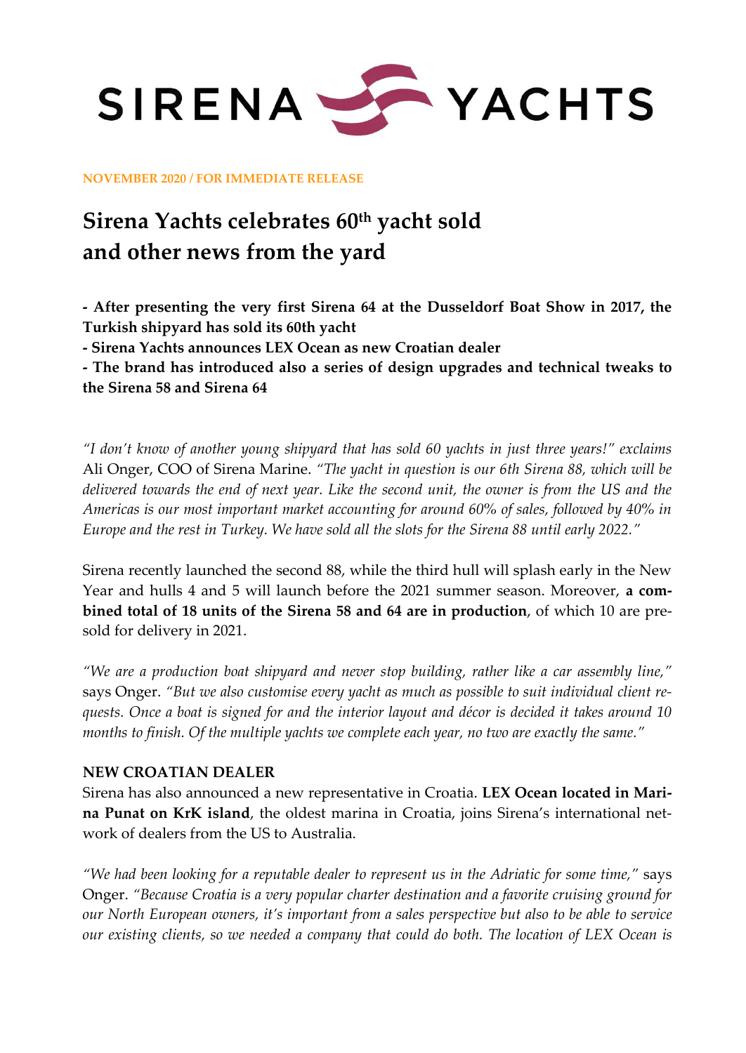SIRENA YACHTS

**NOVEMBER 2020 / FOR IMMEDIATE RELEASE**

# Sirena Yachts celebrates 60th yacht sold and other news from the yard

**- After presenting the very first Sirena 64 at the Dusseldorf Boat Show in 2017, the Turkish shipyard has sold its 60th yacht**
**- Sirena Yachts announces LEX Ocean as new Croatian dealer**
**- The brand has introduced also a series of design upgrades and technical tweaks to the Sirena 58 and Sirena 64**

*"I don't know of another young shipyard that has sold 60 yachts in just three years!" exclaims* Ali Onger, COO of Sirena Marine. *"The yacht in question is our 6th Sirena 88, which will be delivered towards the end of next year. Like the second unit, the owner is from the US and the Americas is our most important market accounting for around 60% of sales, followed by 40% in Europe and the rest in Turkey. We have sold all the slots for the Sirena 88 until early 2022."*

Sirena recently launched the second 88, while the third hull will splash early in the New Year and hulls 4 and 5 will launch before the 2021 summer season. Moreover, **a combined total of 18 units of the Sirena 58 and 64 are in production**, of which 10 are pre-sold for delivery in 2021.

*"We are a production boat shipyard and never stop building, rather like a car assembly line,"* says Onger. *"But we also customise every yacht as much as possible to suit individual client requests. Once a boat is signed for and the interior layout and décor is decided it takes around 10 months to finish. Of the multiple yachts we complete each year, no two are exactly the same."*

## NEW CROATIAN DEALER

Sirena has also announced a new representative in Croatia. **LEX Ocean located in Marina Punat on KrK island**, the oldest marina in Croatia, joins Sirena's international network of dealers from the US to Australia.

*"We had been looking for a reputable dealer to represent us in the Adriatic for some time,"* says Onger. *"Because Croatia is a very popular charter destination and a favorite cruising ground for our North European owners, it's important from a sales perspective but also to be able to service our existing clients, so we needed a company that could do both. The location of LEX Ocean is*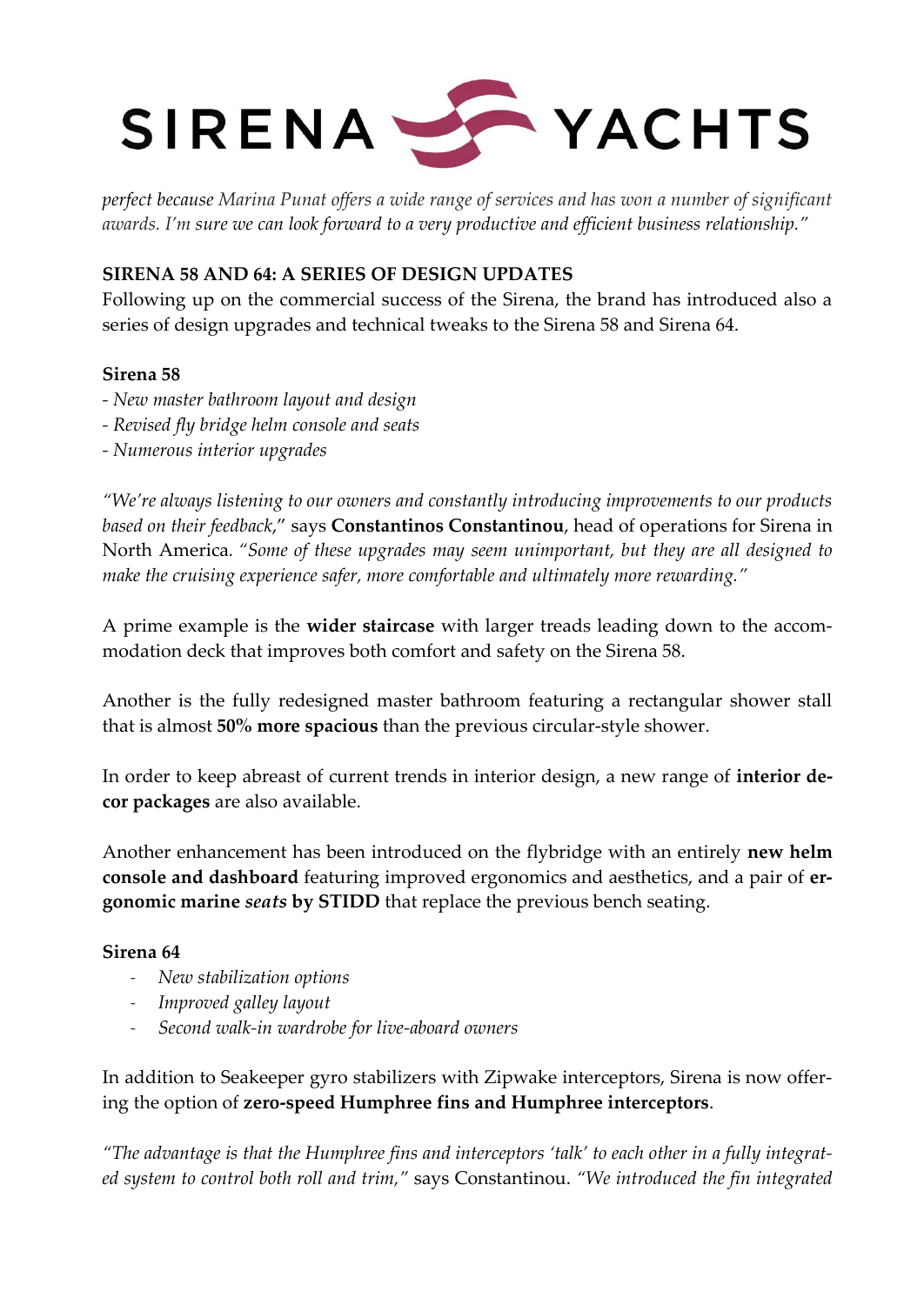*perfect because Marina Punat offers a wide range of services and has won a number of significant awards. I'm sure we can look forward to a very productive and efficient business relationship."*

**SIRENA 58 AND 64: A SERIES OF DESIGN UPDATES**

Following up on the commercial success of the Sirena, the brand has introduced also a series of design upgrades and technical tweaks to the Sirena 58 and Sirena 64.

**Sirena 58**

- *New master bathroom layout and design*
- *Revised fly bridge helm console and seats*
- *Numerous interior upgrades*

*"We're always listening to our owners and constantly introducing improvements to our products based on their feedback,"* says **Constantinos Constantinou**, head of operations for Sirena in North America. *"Some of these upgrades may seem unimportant, but they are all designed to make the cruising experience safer, more comfortable and ultimately more rewarding."*

A prime example is the **wider staircase** with larger treads leading down to the accommodation deck that improves both comfort and safety on the Sirena 58.

Another is the fully redesigned master bathroom featuring a rectangular shower stall that is almost **50% more spacious** than the previous circular-style shower.

In order to keep abreast of current trends in interior design, a new range of **interior decor packages** are also available.

Another enhancement has been introduced on the flybridge with an entirely **new helm console and dashboard** featuring improved ergonomics and aesthetics, and a pair of **ergonomic marine *seats* by STIDD** that replace the previous bench seating.

**Sirena 64**

- *New stabilization options*
- *Improved galley layout*
- *Second walk-in wardrobe for live-aboard owners*

In addition to Seakeeper gyro stabilizers with Zipwake interceptors, Sirena is now offering the option of **zero-speed Humphree fins and Humphree interceptors**.

*"The advantage is that the Humphree fins and interceptors 'talk' to each other in a fully integrated system to control both roll and trim,"* says Constantinou. *"We introduced the fin integrated*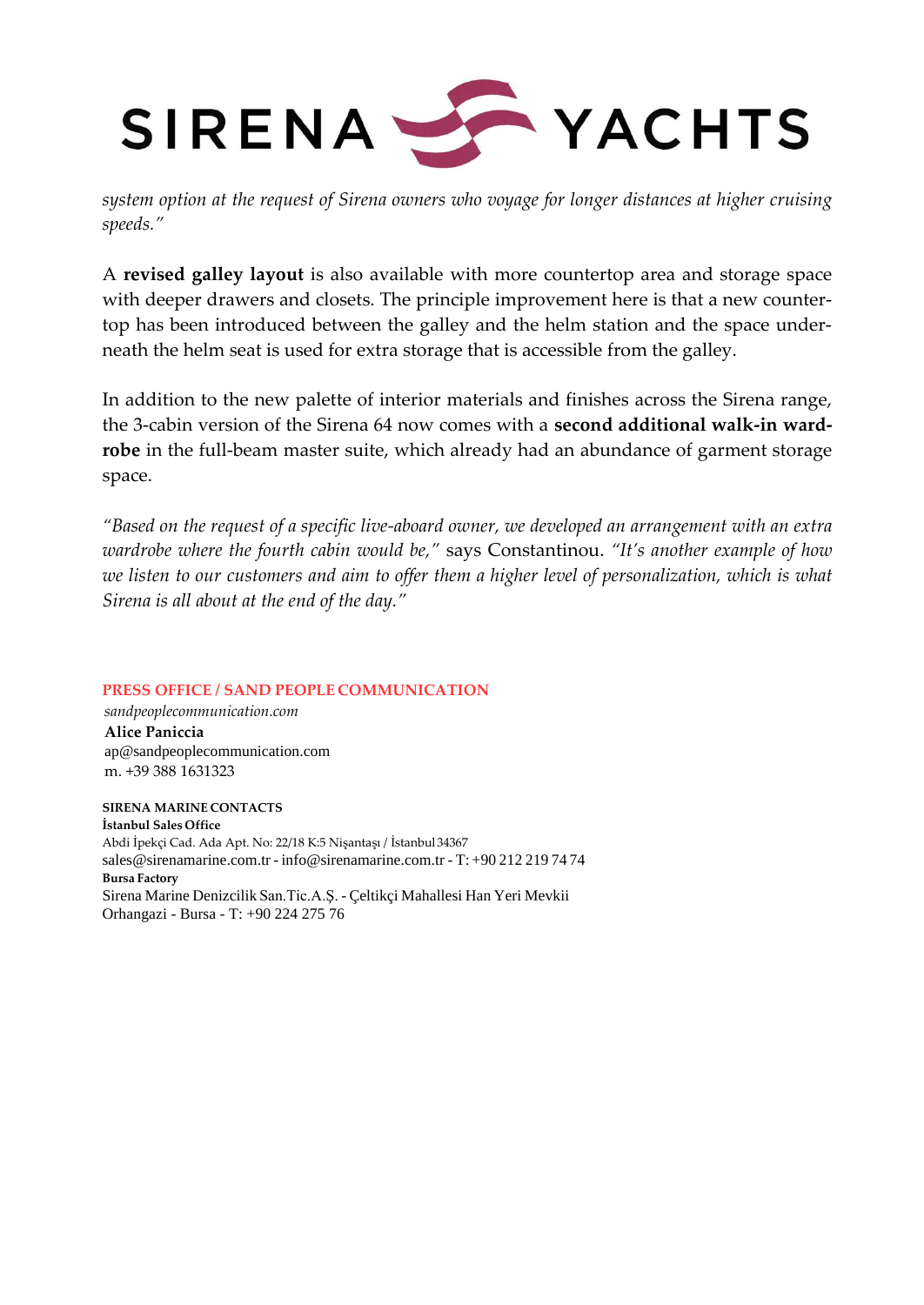*system option at the request of Sirena owners who voyage for longer distances at higher cruising speeds."*

A **revised galley layout** is also available with more countertop area and storage space with deeper drawers and closets. The principle improvement here is that a new countertop has been introduced between the galley and the helm station and the space underneath the helm seat is used for extra storage that is accessible from the galley.

In addition to the new palette of interior materials and finishes across the Sirena range, the 3-cabin version of the Sirena 64 now comes with a **second additional walk-in wardrobe** in the full-beam master suite, which already had an abundance of garment storage space.

*"Based on the request of a specific live-aboard owner, we developed an arrangement with an extra wardrobe where the fourth cabin would be,"* says Constantinou. *"It's another example of how we listen to our customers and aim to offer them a higher level of personalization, which is what Sirena is all about at the end of the day."*

**PRESS OFFICE / SAND PEOPLE COMMUNICATION**
*sandpeoplecommunication.com*
**Alice Paniccia**
ap@sandpeoplecommunication.com
m. +39 388 1631323

**SIRENA MARINE CONTACTS**
**İstanbul Sales Office**
Abdi İpekçi Cad. Ada Apt. No: 22/18 K:5 Nişantaşı / İstanbul 34367
sales@sirenamarine.com.tr - info@sirenamarine.com.tr - T: +90 212 219 74 74
**Bursa Factory**
Sirena Marine Denizcilik San.Tic.A.Ş. - Çeltikçi Mahallesi Han Yeri Mevkii
Orhangazi - Bursa - T: +90 224 275 76